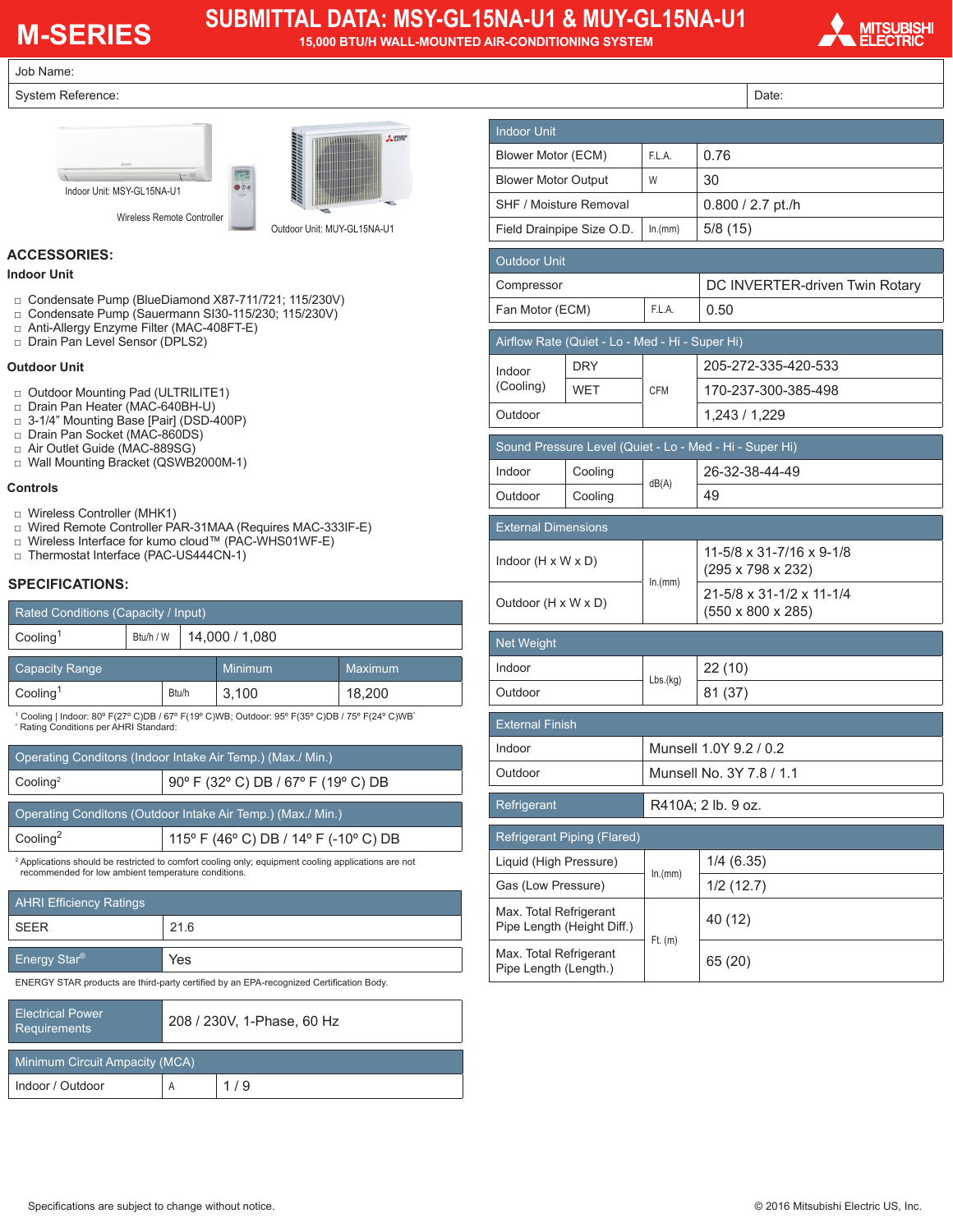# M-SERIES

## SUBMITTAL DATA: MSY-GL15NA-U1 & MUY-GL15NA-U1

**15,000 BTU/H WALL-MOUNTED AIR-CONDITIONING SYSTEM**

MITSUBISHI ELECTRIC

| Job Name: | |
|---|---|
| System Reference: | Date: |

Indoor Unit: MSY-GL15NA-U1

Wireless Remote Controller

Outdoor Unit: MUY-GL15NA-U1

## ACCESSORIES:

### Indoor Unit

- □ Condensate Pump (BlueDiamond X87-711/721; 115/230V)
- □ Condensate Pump (Sauermann SI30-115/230; 115/230V)
- □ Anti-Allergy Enzyme Filter (MAC-408FT-E)
- □ Drain Pan Level Sensor (DPLS2)

### Outdoor Unit

- □ Outdoor Mounting Pad (ULTRILITE1)
- □ Drain Pan Heater (MAC-640BH-U)
- □ 3-1/4" Mounting Base [Pair] (DSD-400P)
- □ Drain Pan Socket (MAC-860DS)
- □ Air Outlet Guide (MAC-889SG)
- □ Wall Mounting Bracket (QSWB2000M-1)

### Controls

- □ Wireless Controller (MHK1)
- □ Wired Remote Controller PAR-31MAA (Requires MAC-333IF-E)
- □ Wireless Interface for kumo cloud™ (PAC-WHS01WF-E)
- □ Thermostat Interface (PAC-US444CN-1)

## SPECIFICATIONS:

| Rated Conditions (Capacity / Input) | | |
|---|---|---|
| Cooling[1] | Btu/h / W | 14,000 / 1,080 |

| Capacity Range | | Minimum | Maximum |
|---|---|---|---|
| Cooling[1] | Btu/h | 3,100 | 18,200 |

[1] Cooling | Indoor: 80° F(27° C)DB / 67° F(19° C)WB; Outdoor: 95° F(35° C)DB / 75° F(24° C)WB˙
˙ Rating Conditions per AHRI Standard:

| Operating Conditons (Indoor Intake Air Temp.) (Max./ Min.) | |
|---|---|
| Cooling[2] | 90° F (32° C) DB / 67° F (19° C) DB |

| Operating Conditons (Outdoor Intake Air Temp.) (Max./ Min.) | |
|---|---|
| Cooling[2] | 115° F (46° C) DB / 14° F (-10° C) DB |

[2] Applications should be restricted to comfort cooling only; equipment cooling applications are not recommended for low ambient temperature conditions.

| AHRI Efficiency Ratings | |
|---|---|
| SEER | 21.6 |

| Energy Star® | Yes |
|---|---|

ENERGY STAR products are third-party certified by an EPA-recognized Certification Body.

| Electrical Power Requirements | 208 / 230V, 1-Phase, 60 Hz |
|---|---|

| Minimum Circuit Ampacity (MCA) | | |
|---|---|---|
| Indoor / Outdoor | A | 1 / 9 |

| Indoor Unit | | |
|---|---|---|
| Blower Motor (ECM) | F.L.A. | 0.76 |
| Blower Motor Output | W | 30 |
| SHF / Moisture Removal | | 0.800 / 2.7 pt./h |
| Field Drainpipe Size O.D. | In.(mm) | 5/8 (15) |

| Outdoor Unit | | |
|---|---|---|
| Compressor | | DC INVERTER-driven Twin Rotary |
| Fan Motor (ECM) | F.L.A. | 0.50 |

| Airflow Rate (Quiet - Lo - Med - Hi - Super Hi) | | | |
|---|---|---|---|
| Indoor (Cooling) | DRY | CFM | 205-272-335-420-533 |
| | WET | | 170-237-300-385-498 |
| Outdoor | | | 1,243 / 1,229 |

| Sound Pressure Level (Quiet - Lo - Med - Hi - Super Hi) | | | |
|---|---|---|---|
| Indoor | Cooling | dB(A) | 26-32-38-44-49 |
| Outdoor | Cooling | | 49 |

| External Dimensions | | |
|---|---|---|
| Indoor (H x W x D) | In.(mm) | 11-5/8 x 31-7/16 x 9-1/8 (295 x 798 x 232) |
| Outdoor (H x W x D) | | 21-5/8 x 31-1/2 x 11-1/4 (550 x 800 x 285) |

| Net Weight | | |
|---|---|---|
| Indoor | Lbs.(kg) | 22 (10) |
| Outdoor | | 81 (37) |

| External Finish | |
|---|---|
| Indoor | Munsell 1.0Y 9.2 / 0.2 |
| Outdoor | Munsell No. 3Y 7.8 / 1.1 |

| Refrigerant | R410A; 2 lb. 9 oz. |
|---|---|

| Refrigerant Piping (Flared) | | |
|---|---|---|
| Liquid (High Pressure) | In.(mm) | 1/4 (6.35) |
| Gas (Low Pressure) | | 1/2 (12.7) |
| Max. Total Refrigerant Pipe Length (Height Diff.) | Ft. (m) | 40 (12) |
| Max. Total Refrigerant Pipe Length (Length.) | | 65 (20) |

Specifications are subject to change without notice.

© 2016 Mitsubishi Electric US, Inc.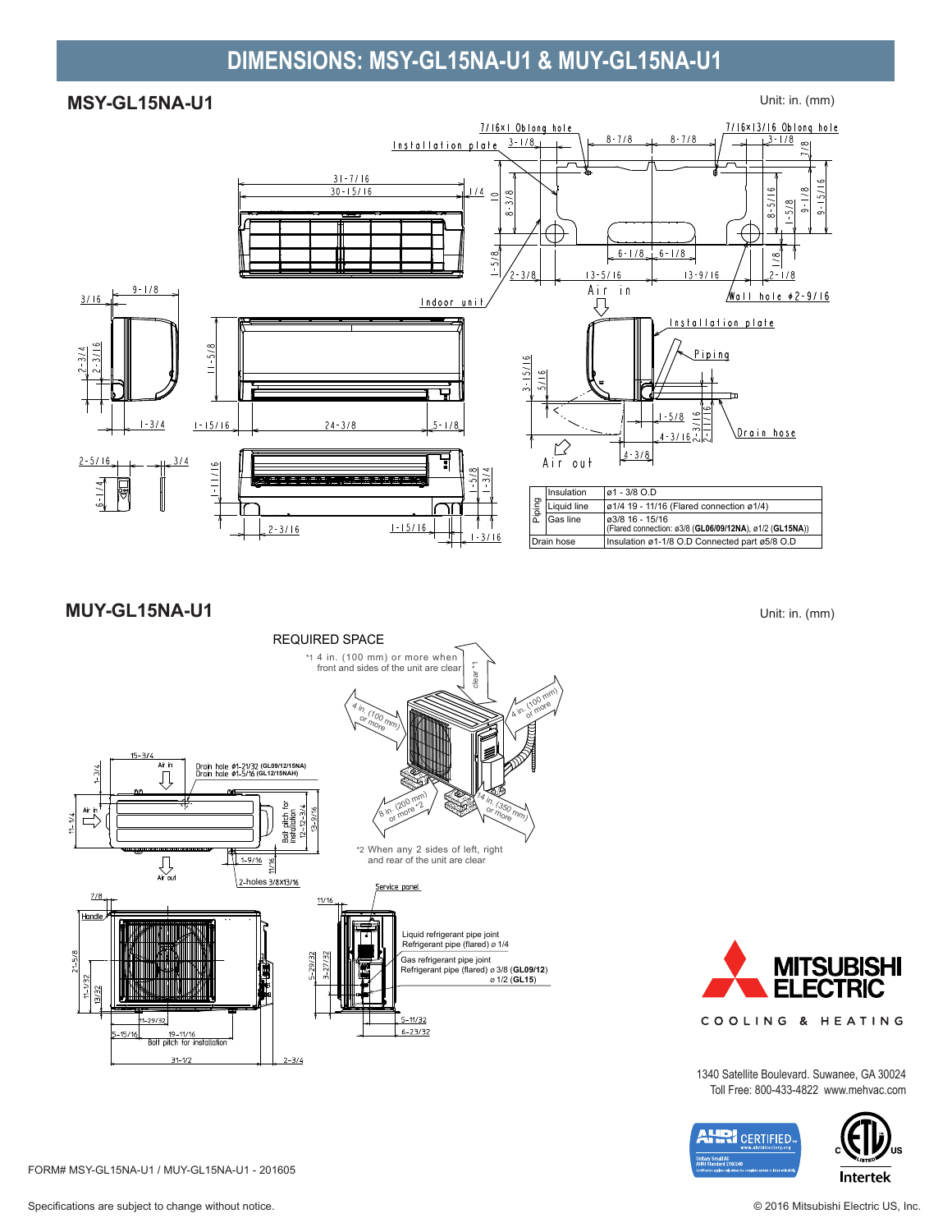# DIMENSIONS: MSY-GL15NA-U1 & MUY-GL15NA-U1

## MSY-GL15NA-U1

Unit: in. (mm)

7/16×1 Oblong hole

7/16×13/16 Oblong hole

Installation plate

3-1/8

8-7/8

8-7/8

3-1/8

7/8

31-7/16

30-15/16

1/4

10

8-3/8

8-5/16

1-5/8

9-1/8

9-15/16

1-5/8

6-1/8

6-1/8

1/8

2-3/8

13-5/16

13-9/16

2-1/8

Air in

Wall hole ø2-9/16

Indoor unit

9-1/8

3/16

Installation plate

Piping

2-3/4

2-3/16

11-5/8

3-15/16

5/16

1-5/8

2-3/16

2-11/16

4-3/16

Drain hose

1-3/4

1-15/16

24-3/8

5-1/8

4-3/8

Air out

2-5/16

3/4

6-1/4

1-11/16

1-5/8

1-3/4

2-3/16

1-15/16

1-3/16

| | | |
|---|---|---|
| Piping | Insulation | ø1 - 3/8 O.D |
| | Liquid line | ø1/4 19 - 11/16 (Flared connection ø1/4) |
| | Gas line | ø3/8 16 - 15/16 (Flared connection: ø3/8 (**GL06/09/12NA**), ø1/2 (**GL15NA**)) |
| Drain hose | | Insulation ø1-1/8 O.D Connected part ø5/8 O.D |

## MUY-GL15NA-U1

Unit: in. (mm)

REQUIRED SPACE

*1 4 in. (100 mm) or more when front and sides of the unit are clear

clear *1

4 in. (100 mm) or more

4 in. (100 mm) or more

8 in. (200 mm) or more *2

14 in. (350 mm) or more

*2 When any 2 sides of left, right and rear of the unit are clear

15-3/4

Air in

Drain hole ø1-21/32 (GL09/12/15NA)

Drain hole ø1-5/16 (GL12/15NAH)

1-3/4

11-1/4

Air in

Bolt pitch for installation 12-12-3/4

13-9/16

1-9/16

11/16

Air out

2-holes 3/8X13/16

7/8

Handle

21-5/8

11-1/32

13/32

11-29/32

5-15/16

19-11/16

Bolt pitch for installation

31-1/2

2-3/4

Service panel

11/16

5-29/32

3-27/32

Liquid refrigerant pipe joint
Refrigerant pipe (flared) ø 1/4

Gas refrigerant pipe joint
Refrigerant pipe (flared) ø 3/8 (**GL09/12**)
ø 1/2 (**GL15**)

5-11/32

6-23/32

MITSUBISHI ELECTRIC

COOLING & HEATING

1340 Satellite Boulevard. Suwanee, GA 30024
Toll Free: 800-433-4822 www.mehvac.com

FORM# MSY-GL15NA-U1 / MUY-GL15NA-U1 - 201605

Specifications are subject to change without notice.

© 2016 Mitsubishi Electric US, Inc.